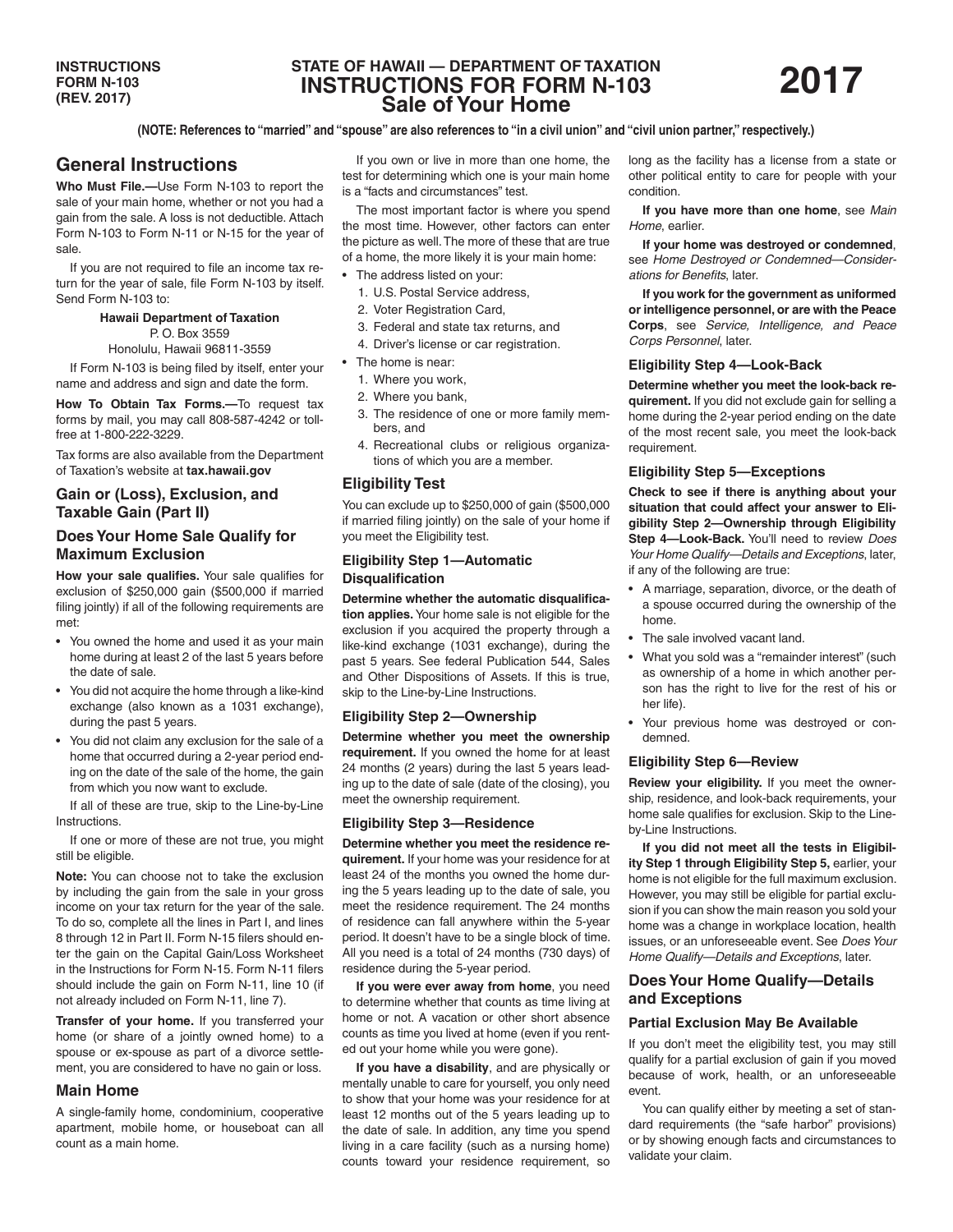INSTRUCTIONS FORM N-103 (REV. 2017)

# STATE OF HAWAII — DEPARTMENT OF TAXATION
# INSTRUCTIONS FOR FORM N-103
# Sale of Your Home

2017

**(NOTE: References to "married" and "spouse" are also references to "in a civil union" and "civil union partner," respectively.)**

## General Instructions

**Who Must File.—**Use Form N-103 to report the sale of your main home, whether or not you had a gain from the sale. A loss is not deductible. Attach Form N-103 to Form N-11 or N-15 for the year of sale.

If you are not required to file an income tax return for the year of sale, file Form N-103 by itself. Send Form N-103 to:

**Hawaii Department of Taxation**
P. O. Box 3559
Honolulu, Hawaii 96811-3559

If Form N-103 is being filed by itself, enter your name and address and sign and date the form.

**How To Obtain Tax Forms.—**To request tax forms by mail, you may call 808-587-4242 or toll-free at 1-800-222-3229.

Tax forms are also available from the Department of Taxation's website at **tax.hawaii.gov**

### Gain or (Loss), Exclusion, and Taxable Gain (Part II)

### Does Your Home Sale Qualify for Maximum Exclusion

**How your sale qualifies.** Your sale qualifies for exclusion of $250,000 gain ($500,000 if married filing jointly) if all of the following requirements are met:

- You owned the home and used it as your main home during at least 2 of the last 5 years before the date of sale.
- You did not acquire the home through a like-kind exchange (also known as a 1031 exchange), during the past 5 years.
- You did not claim any exclusion for the sale of a home that occurred during a 2-year period ending on the date of the sale of the home, the gain from which you now want to exclude.

If all of these are true, skip to the Line-by-Line Instructions.

If one or more of these are not true, you might still be eligible.

**Note:** You can choose not to take the exclusion by including the gain from the sale in your gross income on your tax return for the year of the sale. To do so, complete all the lines in Part I, and lines 8 through 12 in Part II. Form N-15 filers should enter the gain on the Capital Gain/Loss Worksheet in the Instructions for Form N-15. Form N-11 filers should include the gain on Form N-11, line 10 (if not already included on Form N-11, line 7).

**Transfer of your home.** If you transferred your home (or share of a jointly owned home) to a spouse or ex-spouse as part of a divorce settlement, you are considered to have no gain or loss.

### Main Home

A single-family home, condominium, cooperative apartment, mobile home, or houseboat can all count as a main home.

If you own or live in more than one home, the test for determining which one is your main home is a "facts and circumstances" test.

The most important factor is where you spend the most time. However, other factors can enter the picture as well. The more of these that are true of a home, the more likely it is your main home:

- The address listed on your:
  1. U.S. Postal Service address,
  2. Voter Registration Card,
  3. Federal and state tax returns, and
  4. Driver's license or car registration.
- The home is near:
  1. Where you work,
  2. Where you bank,
  3. The residence of one or more family members, and
  4. Recreational clubs or religious organizations of which you are a member.

### Eligibility Test

You can exclude up to $250,000 of gain ($500,000 if married filing jointly) on the sale of your home if you meet the Eligibility test.

#### Eligibility Step 1—Automatic Disqualification

**Determine whether the automatic disqualification applies.** Your home sale is not eligible for the exclusion if you acquired the property through a like-kind exchange (1031 exchange), during the past 5 years. See federal Publication 544, Sales and Other Dispositions of Assets. If this is true, skip to the Line-by-Line Instructions.

#### Eligibility Step 2—Ownership

**Determine whether you meet the ownership requirement.** If you owned the home for at least 24 months (2 years) during the last 5 years leading up to the date of sale (date of the closing), you meet the ownership requirement.

#### Eligibility Step 3—Residence

**Determine whether you meet the residence requirement.** If your home was your residence for at least 24 of the months you owned the home during the 5 years leading up to the date of sale, you meet the residence requirement. The 24 months of residence can fall anywhere within the 5-year period. It doesn't have to be a single block of time. All you need is a total of 24 months (730 days) of residence during the 5-year period.

**If you were ever away from home**, you need to determine whether that counts as time living at home or not. A vacation or other short absence counts as time you lived at home (even if you rented out your home while you were gone).

**If you have a disability**, and are physically or mentally unable to care for yourself, you only need to show that your home was your residence for at least 12 months out of the 5 years leading up to the date of sale. In addition, any time you spend living in a care facility (such as a nursing home) counts toward your residence requirement, so long as the facility has a license from a state or other political entity to care for people with your condition.

**If you have more than one home**, see *Main Home*, earlier.

**If your home was destroyed or condemned**, see *Home Destroyed or Condemned—Considerations for Benefits*, later.

**If you work for the government as uniformed or intelligence personnel, or are with the Peace Corps**, see *Service, Intelligence, and Peace Corps Personnel*, later.

#### Eligibility Step 4—Look-Back

**Determine whether you meet the look-back requirement.** If you did not exclude gain for selling a home during the 2-year period ending on the date of the most recent sale, you meet the look-back requirement.

#### Eligibility Step 5—Exceptions

**Check to see if there is anything about your situation that could affect your answer to Eligibility Step 2—Ownership through Eligibility Step 4—Look-Back.** You'll need to review *Does Your Home Qualify—Details and Exceptions*, later, if any of the following are true:

- A marriage, separation, divorce, or the death of a spouse occurred during the ownership of the home.
- The sale involved vacant land.
- What you sold was a "remainder interest" (such as ownership of a home in which another person has the right to live for the rest of his or her life).
- Your previous home was destroyed or condemned.

#### Eligibility Step 6—Review

**Review your eligibility.** If you meet the ownership, residence, and look-back requirements, your home sale qualifies for exclusion. Skip to the Line-by-Line Instructions.

**If you did not meet all the tests in Eligibility Step 1 through Eligibility Step 5,** earlier, your home is not eligible for the full maximum exclusion. However, you may still be eligible for partial exclusion if you can show the main reason you sold your home was a change in workplace location, health issues, or an unforeseeable event. See *Does Your Home Qualify—Details and Exceptions*, later.

### Does Your Home Qualify—Details and Exceptions

#### Partial Exclusion May Be Available

If you don't meet the eligibility test, you may still qualify for a partial exclusion of gain if you moved because of work, health, or an unforeseeable event.

You can qualify either by meeting a set of standard requirements (the "safe harbor" provisions) or by showing enough facts and circumstances to validate your claim.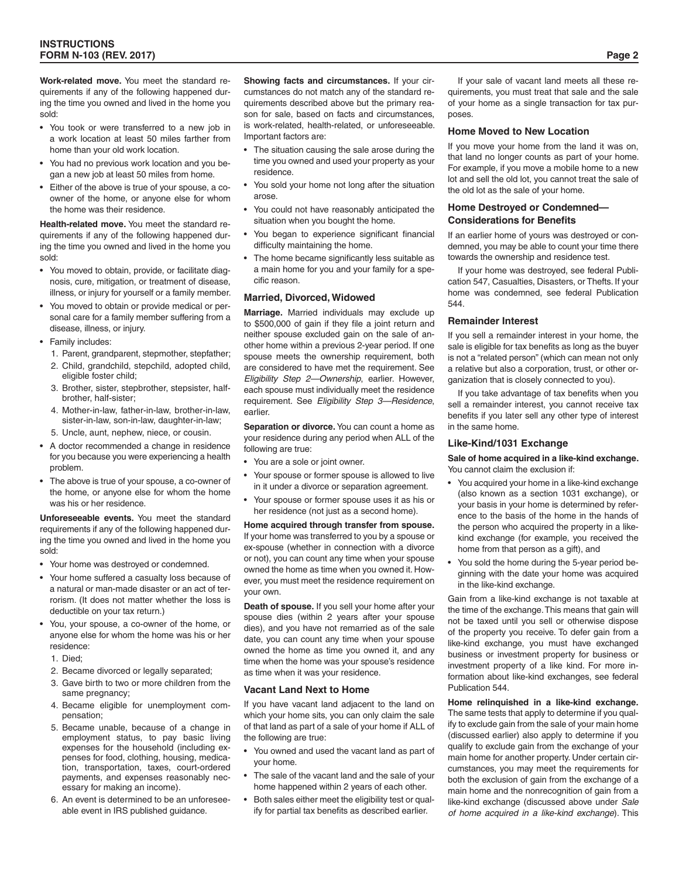**Work-related move.** You meet the standard requirements if any of the following happened during the time you owned and lived in the home you sold:

- You took or were transferred to a new job in a work location at least 50 miles farther from home than your old work location.
- You had no previous work location and you began a new job at least 50 miles from home.
- Either of the above is true of your spouse, a co-owner of the home, or anyone else for whom the home was their residence.

**Health-related move.** You meet the standard requirements if any of the following happened during the time you owned and lived in the home you sold:

- You moved to obtain, provide, or facilitate diagnosis, cure, mitigation, or treatment of disease, illness, or injury for yourself or a family member.
- You moved to obtain or provide medical or personal care for a family member suffering from a disease, illness, or injury.
- Family includes:
  1. Parent, grandparent, stepmother, stepfather;
  2. Child, grandchild, stepchild, adopted child, eligible foster child;
  3. Brother, sister, stepbrother, stepsister, half-brother, half-sister;
  4. Mother-in-law, father-in-law, brother-in-law, sister-in-law, son-in-law, daughter-in-law;
  5. Uncle, aunt, nephew, niece, or cousin.
- A doctor recommended a change in residence for you because you were experiencing a health problem.
- The above is true of your spouse, a co-owner of the home, or anyone else for whom the home was his or her residence.

**Unforeseeable events.** You meet the standard requirements if any of the following happened during the time you owned and lived in the home you sold:

- Your home was destroyed or condemned.
- Your home suffered a casualty loss because of a natural or man-made disaster or an act of terrorism. (It does not matter whether the loss is deductible on your tax return.)
- You, your spouse, a co-owner of the home, or anyone else for whom the home was his or her residence:
  1. Died;
  2. Became divorced or legally separated;
  3. Gave birth to two or more children from the same pregnancy;
  4. Became eligible for unemployment compensation;
  5. Became unable, because of a change in employment status, to pay basic living expenses for the household (including expenses for food, clothing, housing, medication, transportation, taxes, court-ordered payments, and expenses reasonably necessary for making an income).
  6. An event is determined to be an unforeseeable event in IRS published guidance.

**Showing facts and circumstances.** If your circumstances do not match any of the standard requirements described above but the primary reason for sale, based on facts and circumstances, is work-related, health-related, or unforeseeable. Important factors are:

- The situation causing the sale arose during the time you owned and used your property as your residence.
- You sold your home not long after the situation arose.
- You could not have reasonably anticipated the situation when you bought the home.
- You began to experience significant financial difficulty maintaining the home.
- The home became significantly less suitable as a main home for you and your family for a specific reason.

### Married, Divorced, Widowed

**Marriage.** Married individuals may exclude up to $500,000 of gain if they file a joint return and neither spouse excluded gain on the sale of another home within a previous 2-year period. If one spouse meets the ownership requirement, both are considered to have met the requirement. See *Eligibility Step 2—Ownership*, earlier. However, each spouse must individually meet the residence requirement. See *Eligibility Step 3—Residence*, earlier.

**Separation or divorce.** You can count a home as your residence during any period when ALL of the following are true:

- You are a sole or joint owner.
- Your spouse or former spouse is allowed to live in it under a divorce or separation agreement.
- Your spouse or former spouse uses it as his or her residence (not just as a second home).

**Home acquired through transfer from spouse.** If your home was transferred to you by a spouse or ex-spouse (whether in connection with a divorce or not), you can count any time when your spouse owned the home as time when you owned it. However, you must meet the residence requirement on your own.

**Death of spouse.** If you sell your home after your spouse dies (within 2 years after your spouse dies), and you have not remarried as of the sale date, you can count any time when your spouse owned the home as time you owned it, and any time when the home was your spouse's residence as time when it was your residence.

### Vacant Land Next to Home

If you have vacant land adjacent to the land on which your home sits, you can only claim the sale of that land as part of a sale of your home if ALL of the following are true:

- You owned and used the vacant land as part of your home.
- The sale of the vacant land and the sale of your home happened within 2 years of each other.
- Both sales either meet the eligibility test or qualify for partial tax benefits as described earlier.

If your sale of vacant land meets all these requirements, you must treat that sale and the sale of your home as a single transaction for tax purposes.

### Home Moved to New Location

If you move your home from the land it was on, that land no longer counts as part of your home. For example, if you move a mobile home to a new lot and sell the old lot, you cannot treat the sale of the old lot as the sale of your home.

### Home Destroyed or Condemned—Considerations for Benefits

If an earlier home of yours was destroyed or condemned, you may be able to count your time there towards the ownership and residence test.

If your home was destroyed, see federal Publication 547, Casualties, Disasters, or Thefts. If your home was condemned, see federal Publication 544.

### Remainder Interest

If you sell a remainder interest in your home, the sale is eligible for tax benefits as long as the buyer is not a "related person" (which can mean not only a relative but also a corporation, trust, or other organization that is closely connected to you).

If you take advantage of tax benefits when you sell a remainder interest, you cannot receive tax benefits if you later sell any other type of interest in the same home.

### Like-Kind/1031 Exchange

**Sale of home acquired in a like-kind exchange.** You cannot claim the exclusion if:

- You acquired your home in a like-kind exchange (also known as a section 1031 exchange), or your basis in your home is determined by reference to the basis of the home in the hands of the person who acquired the property in a like-kind exchange (for example, you received the home from that person as a gift), and
- You sold the home during the 5-year period beginning with the date your home was acquired in the like-kind exchange.

Gain from a like-kind exchange is not taxable at the time of the exchange. This means that gain will not be taxed until you sell or otherwise dispose of the property you receive. To defer gain from a like-kind exchange, you must have exchanged business or investment property for business or investment property of a like kind. For more information about like-kind exchanges, see federal Publication 544.

**Home relinquished in a like-kind exchange.** The same tests that apply to determine if you qualify to exclude gain from the sale of your main home (discussed earlier) also apply to determine if you qualify to exclude gain from the exchange of your main home for another property. Under certain circumstances, you may meet the requirements for both the exclusion of gain from the exchange of a main home and the nonrecognition of gain from a like-kind exchange (discussed above under *Sale of home acquired in a like-kind exchange*). This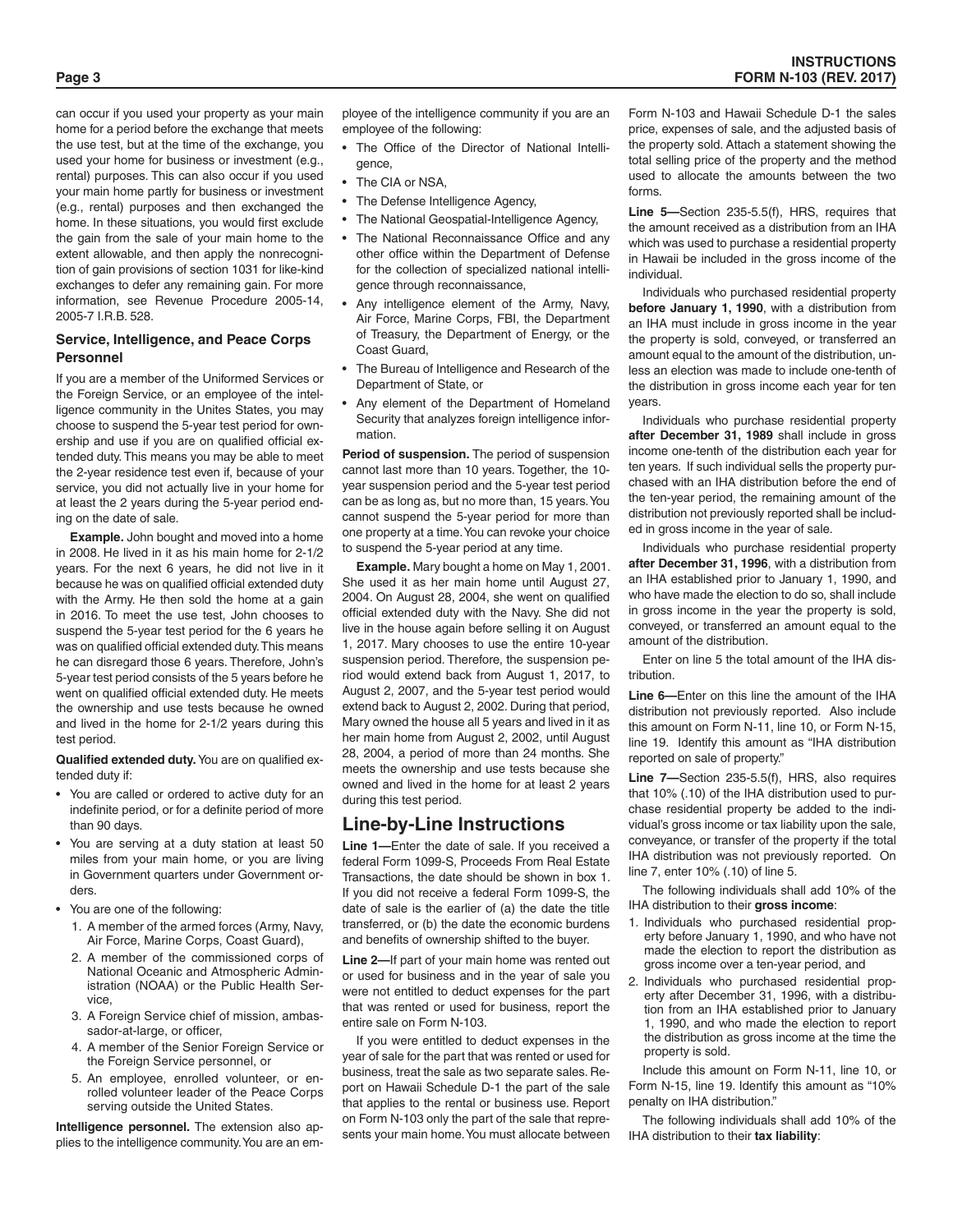can occur if you used your property as your main home for a period before the exchange that meets the use test, but at the time of the exchange, you used your home for business or investment (e.g., rental) purposes. This can also occur if you used your main home partly for business or investment (e.g., rental) purposes and then exchanged the home. In these situations, you would first exclude the gain from the sale of your main home to the extent allowable, and then apply the nonrecognition of gain provisions of section 1031 for like-kind exchanges to defer any remaining gain. For more information, see Revenue Procedure 2005-14, 2005-7 I.R.B. 528.

### Service, Intelligence, and Peace Corps Personnel

If you are a member of the Uniformed Services or the Foreign Service, or an employee of the intelligence community in the Unites States, you may choose to suspend the 5-year test period for ownership and use if you are on qualified official extended duty. This means you may be able to meet the 2-year residence test even if, because of your service, you did not actually live in your home for at least the 2 years during the 5-year period ending on the date of sale.

**Example.** John bought and moved into a home in 2008. He lived in it as his main home for 2-1/2 years. For the next 6 years, he did not live in it because he was on qualified official extended duty with the Army. He then sold the home at a gain in 2016. To meet the use test, John chooses to suspend the 5-year test period for the 6 years he was on qualified official extended duty. This means he can disregard those 6 years. Therefore, John's 5-year test period consists of the 5 years before he went on qualified official extended duty. He meets the ownership and use tests because he owned and lived in the home for 2-1/2 years during this test period.

**Qualified extended duty.** You are on qualified extended duty if:

- You are called or ordered to active duty for an indefinite period, or for a definite period of more than 90 days.
- You are serving at a duty station at least 50 miles from your main home, or you are living in Government quarters under Government orders.
- You are one of the following:
  1. A member of the armed forces (Army, Navy, Air Force, Marine Corps, Coast Guard),
  2. A member of the commissioned corps of National Oceanic and Atmospheric Administration (NOAA) or the Public Health Service,
  3. A Foreign Service chief of mission, ambassador-at-large, or officer,
  4. A member of the Senior Foreign Service or the Foreign Service personnel, or
  5. An employee, enrolled volunteer, or enrolled volunteer leader of the Peace Corps serving outside the United States.

**Intelligence personnel.** The extension also applies to the intelligence community. You are an employee of the intelligence community if you are an employee of the following:

- The Office of the Director of National Intelligence,
- The CIA or NSA,
- The Defense Intelligence Agency,
- The National Geospatial-Intelligence Agency,
- The National Reconnaissance Office and any other office within the Department of Defense for the collection of specialized national intelligence through reconnaissance,
- Any intelligence element of the Army, Navy, Air Force, Marine Corps, FBI, the Department of Treasury, the Department of Energy, or the Coast Guard,
- The Bureau of Intelligence and Research of the Department of State, or
- Any element of the Department of Homeland Security that analyzes foreign intelligence information.

**Period of suspension.** The period of suspension cannot last more than 10 years. Together, the 10-year suspension period and the 5-year test period can be as long as, but no more than, 15 years. You cannot suspend the 5-year period for more than one property at a time. You can revoke your choice to suspend the 5-year period at any time.

**Example.** Mary bought a home on May 1, 2001. She used it as her main home until August 27, 2004. On August 28, 2004, she went on qualified official extended duty with the Navy. She did not live in the house again before selling it on August 1, 2017. Mary chooses to use the entire 10-year suspension period. Therefore, the suspension period would extend back from August 1, 2017, to August 2, 2007, and the 5-year test period would extend back to August 2, 2002. During that period, Mary owned the house all 5 years and lived in it as her main home from August 2, 2002, until August 28, 2004, a period of more than 24 months. She meets the ownership and use tests because she owned and lived in the home for at least 2 years during this test period.

## Line-by-Line Instructions

**Line 1—**Enter the date of sale. If you received a federal Form 1099-S, Proceeds From Real Estate Transactions, the date should be shown in box 1. If you did not receive a federal Form 1099-S, the date of sale is the earlier of (a) the date the title transferred, or (b) the date the economic burdens and benefits of ownership shifted to the buyer.

**Line 2—**If part of your main home was rented out or used for business and in the year of sale you were not entitled to deduct expenses for the part that was rented or used for business, report the entire sale on Form N-103.

If you were entitled to deduct expenses in the year of sale for the part that was rented or used for business, treat the sale as two separate sales. Report on Hawaii Schedule D-1 the part of the sale that applies to the rental or business use. Report on Form N-103 only the part of the sale that represents your main home. You must allocate between Form N-103 and Hawaii Schedule D-1 the sales price, expenses of sale, and the adjusted basis of the property sold. Attach a statement showing the total selling price of the property and the method used to allocate the amounts between the two forms.

**Line 5—**Section 235-5.5(f), HRS, requires that the amount received as a distribution from an IHA which was used to purchase a residential property in Hawaii be included in the gross income of the individual.

Individuals who purchased residential property **before January 1, 1990**, with a distribution from an IHA must include in gross income in the year the property is sold, conveyed, or transferred an amount equal to the amount of the distribution, unless an election was made to include one-tenth of the distribution in gross income each year for ten years.

Individuals who purchase residential property **after December 31, 1989** shall include in gross income one-tenth of the distribution each year for ten years. If such individual sells the property purchased with an IHA distribution before the end of the ten-year period, the remaining amount of the distribution not previously reported shall be included in gross income in the year of sale.

Individuals who purchase residential property **after December 31, 1996**, with a distribution from an IHA established prior to January 1, 1990, and who have made the election to do so, shall include in gross income in the year the property is sold, conveyed, or transferred an amount equal to the amount of the distribution.

Enter on line 5 the total amount of the IHA distribution.

**Line 6—**Enter on this line the amount of the IHA distribution not previously reported. Also include this amount on Form N-11, line 10, or Form N-15, line 19. Identify this amount as "IHA distribution reported on sale of property."

**Line 7—**Section 235-5.5(f), HRS, also requires that 10% (.10) of the IHA distribution used to purchase residential property be added to the individual's gross income or tax liability upon the sale, conveyance, or transfer of the property if the total IHA distribution was not previously reported. On line 7, enter 10% (.10) of line 5.

The following individuals shall add 10% of the IHA distribution to their **gross income**:

1. Individuals who purchased residential property before January 1, 1990, and who have not made the election to report the distribution as gross income over a ten-year period, and
2. Individuals who purchased residential property after December 31, 1996, with a distribution from an IHA established prior to January 1, 1990, and who made the election to report the distribution as gross income at the time the property is sold.

Include this amount on Form N-11, line 10, or Form N-15, line 19. Identify this amount as "10% penalty on IHA distribution."

The following individuals shall add 10% of the IHA distribution to their **tax liability**: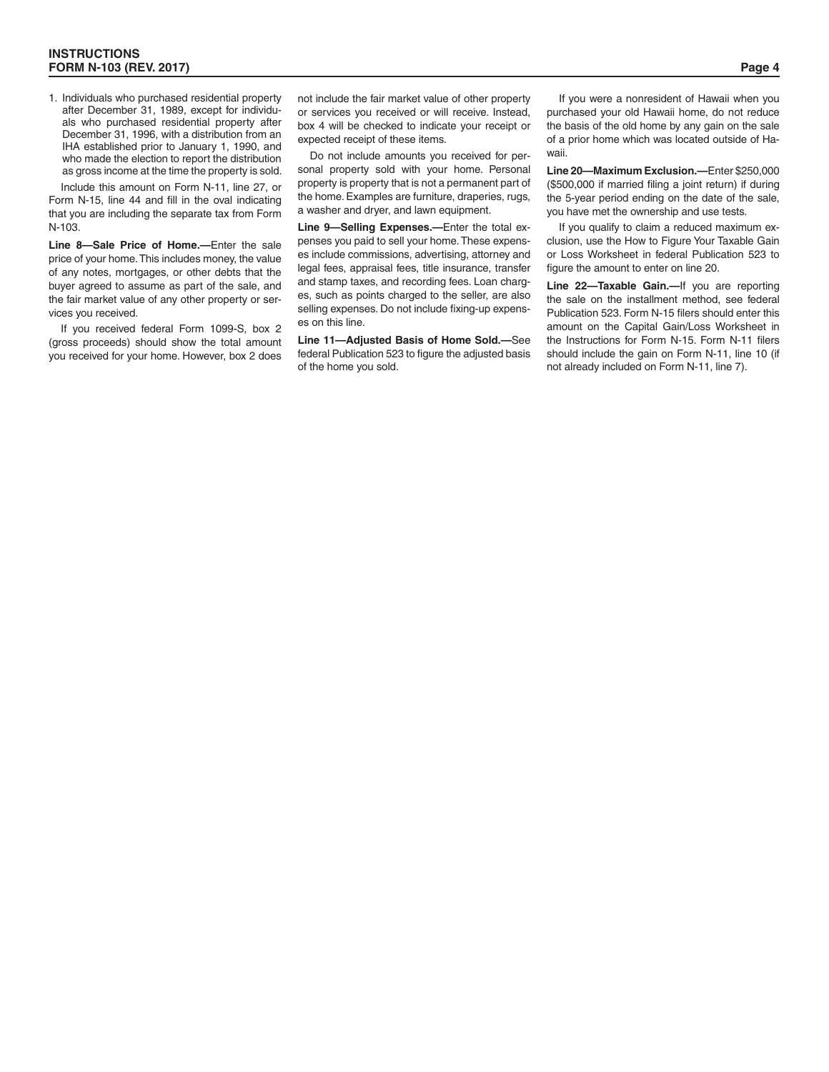1. Individuals who purchased residential property after December 31, 1989, except for individuals who purchased residential property after December 31, 1996, with a distribution from an IHA established prior to January 1, 1990, and who made the election to report the distribution as gross income at the time the property is sold.

Include this amount on Form N-11, line 27, or Form N-15, line 44 and fill in the oval indicating that you are including the separate tax from Form N-103.

**Line 8—Sale Price of Home.—**Enter the sale price of your home. This includes money, the value of any notes, mortgages, or other debts that the buyer agreed to assume as part of the sale, and the fair market value of any other property or services you received.

If you received federal Form 1099-S, box 2 (gross proceeds) should show the total amount you received for your home. However, box 2 does not include the fair market value of other property or services you received or will receive. Instead, box 4 will be checked to indicate your receipt or expected receipt of these items.

Do not include amounts you received for personal property sold with your home. Personal property is property that is not a permanent part of the home. Examples are furniture, draperies, rugs, a washer and dryer, and lawn equipment.

**Line 9—Selling Expenses.—**Enter the total expenses you paid to sell your home. These expenses include commissions, advertising, attorney and legal fees, appraisal fees, title insurance, transfer and stamp taxes, and recording fees. Loan charges, such as points charged to the seller, are also selling expenses. Do not include fixing-up expenses on this line.

**Line 11—Adjusted Basis of Home Sold.—**See federal Publication 523 to figure the adjusted basis of the home you sold.

If you were a nonresident of Hawaii when you purchased your old Hawaii home, do not reduce the basis of the old home by any gain on the sale of a prior home which was located outside of Hawaii.

**Line 20—Maximum Exclusion.—**Enter $250,000 ($500,000 if married filing a joint return) if during the 5-year period ending on the date of the sale, you have met the ownership and use tests.

If you qualify to claim a reduced maximum exclusion, use the How to Figure Your Taxable Gain or Loss Worksheet in federal Publication 523 to figure the amount to enter on line 20.

**Line 22—Taxable Gain.—**If you are reporting the sale on the installment method, see federal Publication 523. Form N-15 filers should enter this amount on the Capital Gain/Loss Worksheet in the Instructions for Form N-15. Form N-11 filers should include the gain on Form N-11, line 10 (if not already included on Form N-11, line 7).